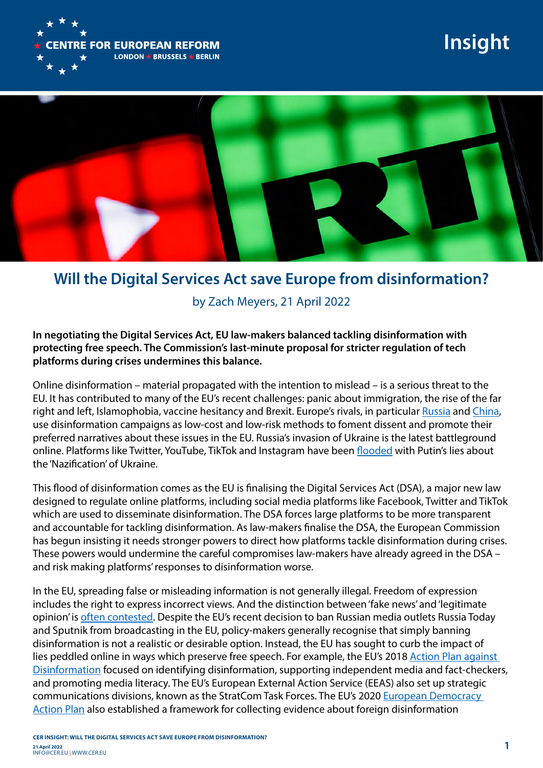# Will the Digital Services Act save Europe from disinformation?

by Zach Meyers, 21 April 2022

**In negotiating the Digital Services Act, EU law-makers balanced tackling disinformation with protecting free speech. The Commission's last-minute proposal for stricter regulation of tech platforms during crises undermines this balance.**

Online disinformation – material propagated with the intention to mislead – is a serious threat to the EU. It has contributed to many of the EU's recent challenges: panic about immigration, the rise of the far right and left, Islamophobia, vaccine hesitancy and Brexit. Europe's rivals, in particular Russia and China, use disinformation campaigns as low-cost and low-risk methods to foment dissent and promote their preferred narratives about these issues in the EU. Russia's invasion of Ukraine is the latest battleground online. Platforms like Twitter, YouTube, TikTok and Instagram have been flooded with Putin's lies about the 'Nazification' of Ukraine.

This flood of disinformation comes as the EU is finalising the Digital Services Act (DSA), a major new law designed to regulate online platforms, including social media platforms like Facebook, Twitter and TikTok which are used to disseminate disinformation. The DSA forces large platforms to be more transparent and accountable for tackling disinformation. As law-makers finalise the DSA, the European Commission has begun insisting it needs stronger powers to direct how platforms tackle disinformation during crises. These powers would undermine the careful compromises law-makers have already agreed in the DSA – and risk making platforms' responses to disinformation worse.

In the EU, spreading false or misleading information is not generally illegal. Freedom of expression includes the right to express incorrect views. And the distinction between 'fake news' and 'legitimate opinion' is often contested. Despite the EU's recent decision to ban Russian media outlets Russia Today and Sputnik from broadcasting in the EU, policy-makers generally recognise that simply banning disinformation is not a realistic or desirable option. Instead, the EU has sought to curb the impact of lies peddled online in ways which preserve free speech. For example, the EU's 2018 Action Plan against Disinformation focused on identifying disinformation, supporting independent media and fact-checkers, and promoting media literacy. The EU's European External Action Service (EEAS) also set up strategic communications divisions, known as the StratCom Task Forces. The EU's 2020 European Democracy Action Plan also established a framework for collecting evidence about foreign disinformation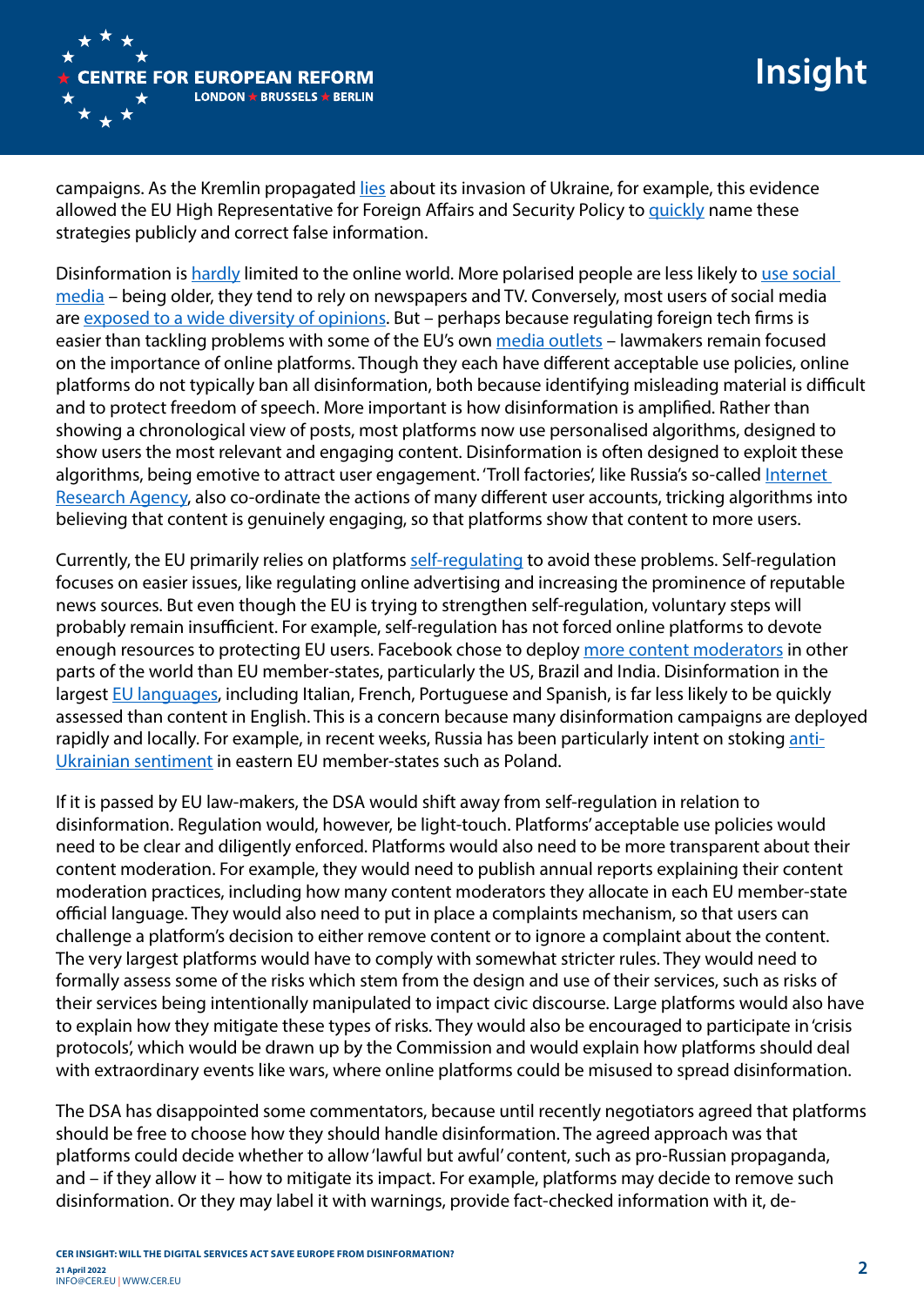campaigns. As the Kremlin propagated lies about its invasion of Ukraine, for example, this evidence allowed the EU High Representative for Foreign Affairs and Security Policy to quickly name these strategies publicly and correct false information.

Disinformation is hardly limited to the online world. More polarised people are less likely to use social media – being older, they tend to rely on newspapers and TV. Conversely, most users of social media are exposed to a wide diversity of opinions. But – perhaps because regulating foreign tech firms is easier than tackling problems with some of the EU's own media outlets – lawmakers remain focused on the importance of online platforms. Though they each have different acceptable use policies, online platforms do not typically ban all disinformation, both because identifying misleading material is difficult and to protect freedom of speech. More important is how disinformation is amplified. Rather than showing a chronological view of posts, most platforms now use personalised algorithms, designed to show users the most relevant and engaging content. Disinformation is often designed to exploit these algorithms, being emotive to attract user engagement. 'Troll factories', like Russia's so-called Internet Research Agency, also co-ordinate the actions of many different user accounts, tricking algorithms into believing that content is genuinely engaging, so that platforms show that content to more users.

Currently, the EU primarily relies on platforms self-regulating to avoid these problems. Self-regulation focuses on easier issues, like regulating online advertising and increasing the prominence of reputable news sources. But even though the EU is trying to strengthen self-regulation, voluntary steps will probably remain insufficient. For example, self-regulation has not forced online platforms to devote enough resources to protecting EU users. Facebook chose to deploy more content moderators in other parts of the world than EU member-states, particularly the US, Brazil and India. Disinformation in the largest EU languages, including Italian, French, Portuguese and Spanish, is far less likely to be quickly assessed than content in English. This is a concern because many disinformation campaigns are deployed rapidly and locally. For example, in recent weeks, Russia has been particularly intent on stoking anti-Ukrainian sentiment in eastern EU member-states such as Poland.

If it is passed by EU law-makers, the DSA would shift away from self-regulation in relation to disinformation. Regulation would, however, be light-touch. Platforms' acceptable use policies would need to be clear and diligently enforced. Platforms would also need to be more transparent about their content moderation. For example, they would need to publish annual reports explaining their content moderation practices, including how many content moderators they allocate in each EU member-state official language. They would also need to put in place a complaints mechanism, so that users can challenge a platform's decision to either remove content or to ignore a complaint about the content. The very largest platforms would have to comply with somewhat stricter rules. They would need to formally assess some of the risks which stem from the design and use of their services, such as risks of their services being intentionally manipulated to impact civic discourse. Large platforms would also have to explain how they mitigate these types of risks. They would also be encouraged to participate in 'crisis protocols', which would be drawn up by the Commission and would explain how platforms should deal with extraordinary events like wars, where online platforms could be misused to spread disinformation.

The DSA has disappointed some commentators, because until recently negotiators agreed that platforms should be free to choose how they should handle disinformation. The agreed approach was that platforms could decide whether to allow 'lawful but awful' content, such as pro-Russian propaganda, and – if they allow it – how to mitigate its impact. For example, platforms may decide to remove such disinformation. Or they may label it with warnings, provide fact-checked information with it, de-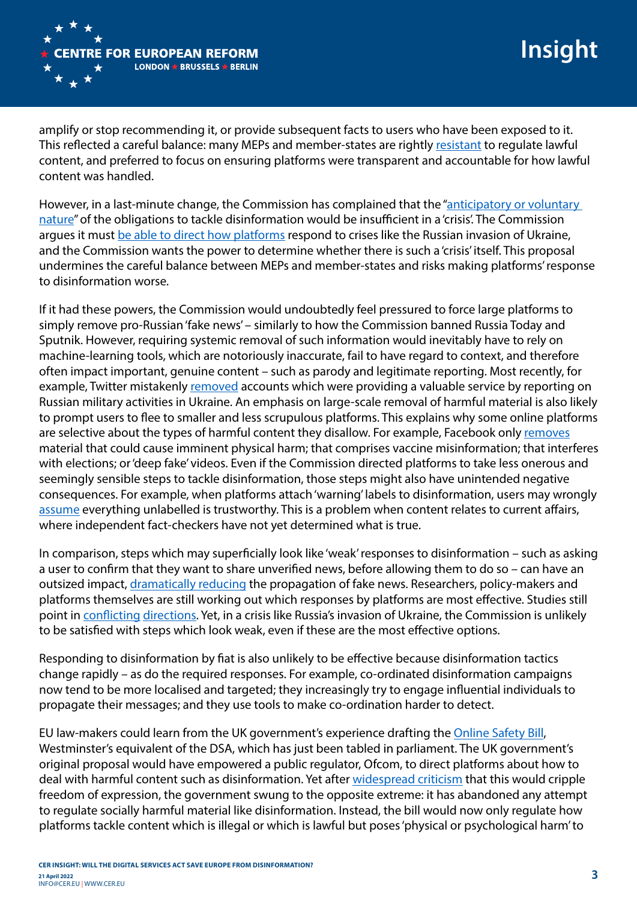amplify or stop recommending it, or provide subsequent facts to users who have been exposed to it. This reflected a careful balance: many MEPs and member-states are rightly resistant to regulate lawful content, and preferred to focus on ensuring platforms were transparent and accountable for how lawful content was handled.

However, in a last-minute change, the Commission has complained that the "anticipatory or voluntary nature" of the obligations to tackle disinformation would be insufficient in a 'crisis'. The Commission argues it must be able to direct how platforms respond to crises like the Russian invasion of Ukraine, and the Commission wants the power to determine whether there is such a 'crisis' itself. This proposal undermines the careful balance between MEPs and member-states and risks making platforms' response to disinformation worse.

If it had these powers, the Commission would undoubtedly feel pressured to force large platforms to simply remove pro-Russian 'fake news' – similarly to how the Commission banned Russia Today and Sputnik. However, requiring systemic removal of such information would inevitably have to rely on machine-learning tools, which are notoriously inaccurate, fail to have regard to context, and therefore often impact important, genuine content – such as parody and legitimate reporting. Most recently, for example, Twitter mistakenly removed accounts which were providing a valuable service by reporting on Russian military activities in Ukraine. An emphasis on large-scale removal of harmful material is also likely to prompt users to flee to smaller and less scrupulous platforms. This explains why some online platforms are selective about the types of harmful content they disallow. For example, Facebook only removes material that could cause imminent physical harm; that comprises vaccine misinformation; that interferes with elections; or 'deep fake' videos. Even if the Commission directed platforms to take less onerous and seemingly sensible steps to tackle disinformation, those steps might also have unintended negative consequences. For example, when platforms attach 'warning' labels to disinformation, users may wrongly assume everything unlabelled is trustworthy. This is a problem when content relates to current affairs, where independent fact-checkers have not yet determined what is true.

In comparison, steps which may superficially look like 'weak' responses to disinformation – such as asking a user to confirm that they want to share unverified news, before allowing them to do so – can have an outsized impact, dramatically reducing the propagation of fake news. Researchers, policy-makers and platforms themselves are still working out which responses by platforms are most effective. Studies still point in conflicting directions. Yet, in a crisis like Russia's invasion of Ukraine, the Commission is unlikely to be satisfied with steps which look weak, even if these are the most effective options.

Responding to disinformation by fiat is also unlikely to be effective because disinformation tactics change rapidly – as do the required responses. For example, co-ordinated disinformation campaigns now tend to be more localised and targeted; they increasingly try to engage influential individuals to propagate their messages; and they use tools to make co-ordination harder to detect.

EU law-makers could learn from the UK government's experience drafting the Online Safety Bill, Westminster's equivalent of the DSA, which has just been tabled in parliament. The UK government's original proposal would have empowered a public regulator, Ofcom, to direct platforms about how to deal with harmful content such as disinformation. Yet after widespread criticism that this would cripple freedom of expression, the government swung to the opposite extreme: it has abandoned any attempt to regulate socially harmful material like disinformation. Instead, the bill would now only regulate how platforms tackle content which is illegal or which is lawful but poses 'physical or psychological harm' to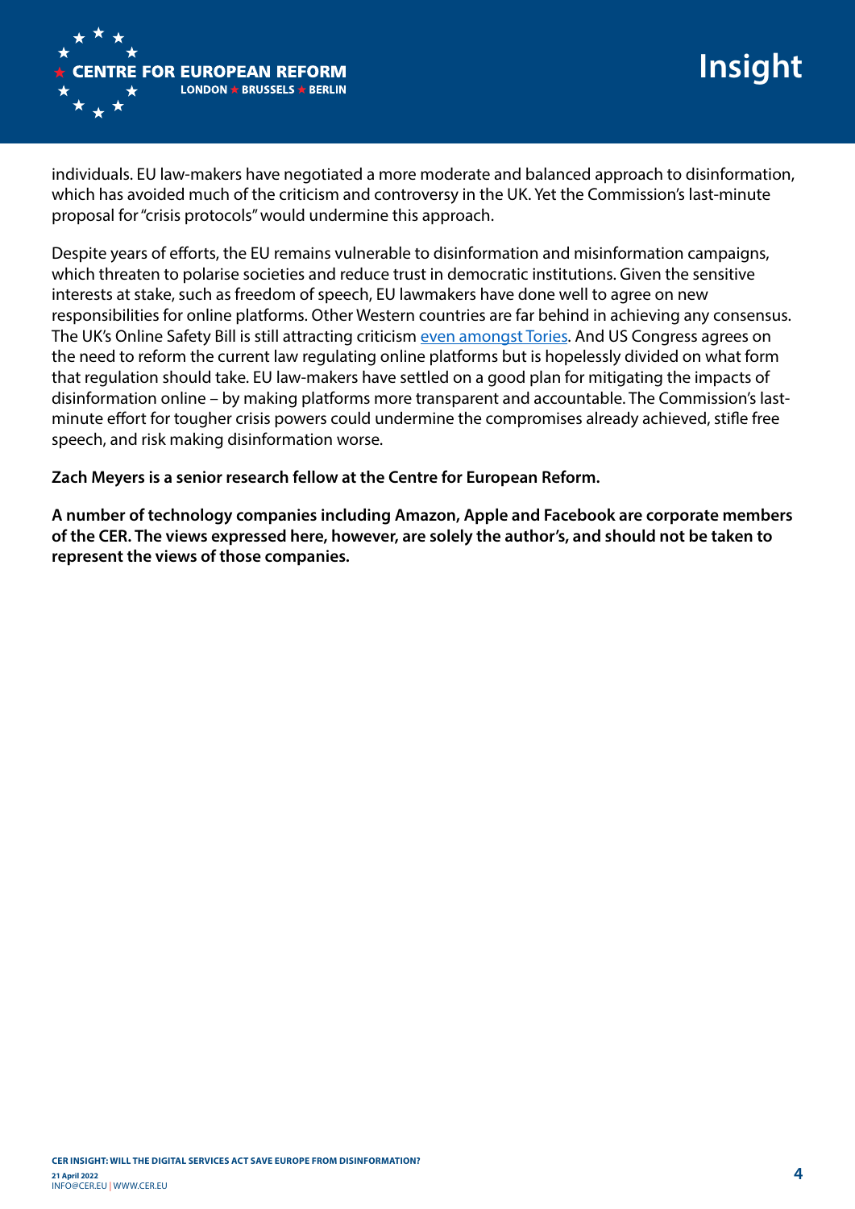individuals. EU law-makers have negotiated a more moderate and balanced approach to disinformation, which has avoided much of the criticism and controversy in the UK. Yet the Commission's last-minute proposal for "crisis protocols" would undermine this approach.

Despite years of efforts, the EU remains vulnerable to disinformation and misinformation campaigns, which threaten to polarise societies and reduce trust in democratic institutions. Given the sensitive interests at stake, such as freedom of speech, EU lawmakers have done well to agree on new responsibilities for online platforms. Other Western countries are far behind in achieving any consensus. The UK's Online Safety Bill is still attracting criticism even amongst Tories. And US Congress agrees on the need to reform the current law regulating online platforms but is hopelessly divided on what form that regulation should take. EU law-makers have settled on a good plan for mitigating the impacts of disinformation online – by making platforms more transparent and accountable. The Commission's last-minute effort for tougher crisis powers could undermine the compromises already achieved, stifle free speech, and risk making disinformation worse.

**Zach Meyers is a senior research fellow at the Centre for European Reform.**

**A number of technology companies including Amazon, Apple and Facebook are corporate members of the CER. The views expressed here, however, are solely the author's, and should not be taken to represent the views of those companies.**